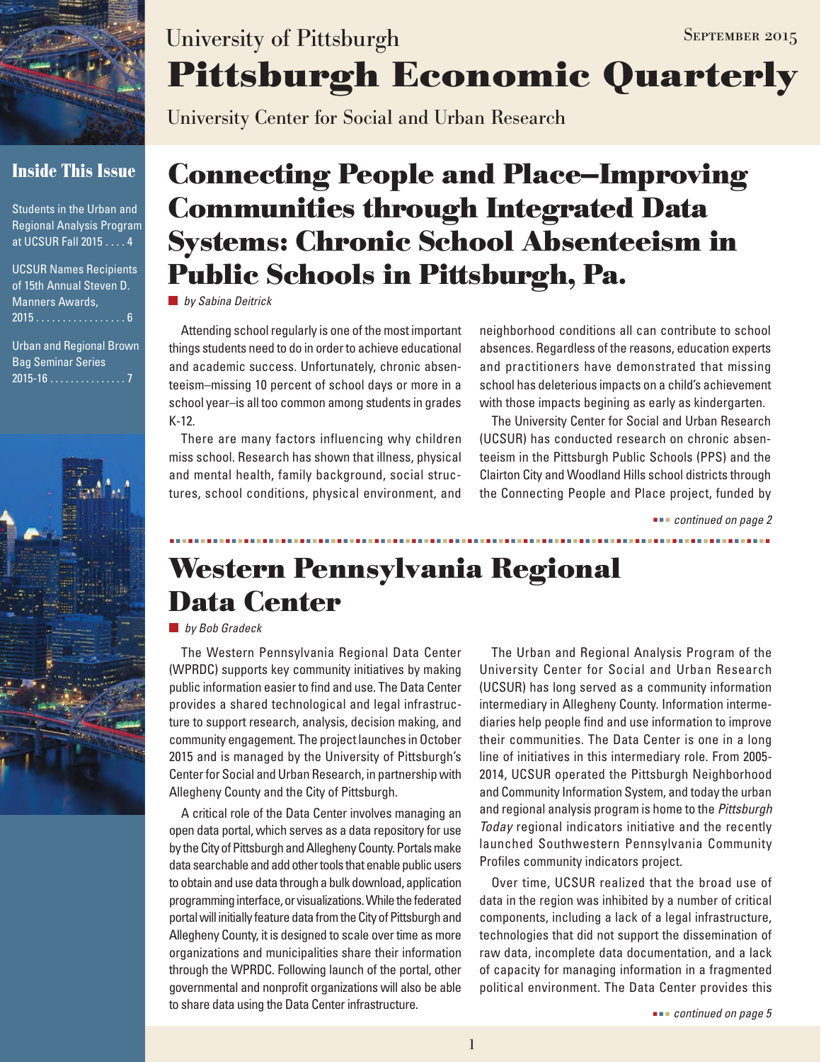University of Pittsburgh

September 2015

# Pittsburgh Economic Quarterly

University Center for Social and Urban Research

## Inside This Issue

Students in the Urban and Regional Analysis Program at UCSUR Fall 2015 . . . . 4

UCSUR Names Recipients of 15th Annual Steven D. Manners Awards, 2015 . . . . . . . . . . . . . . . . . 6

Urban and Regional Brown Bag Seminar Series 2015-16 . . . . . . . . . . . . . . . 7

## Connecting People and Place–Improving Communities through Integrated Data Systems: Chronic School Absenteeism in Public Schools in Pittsburgh, Pa.

*by Sabina Deitrick*

Attending school regularly is one of the most important things students need to do in order to achieve educational and academic success. Unfortunately, chronic absenteeism–missing 10 percent of school days or more in a school year–is all too common among students in grades K-12.

There are many factors influencing why children miss school. Research has shown that illness, physical and mental health, family background, social structures, school conditions, physical environment, and neighborhood conditions all can contribute to school absences. Regardless of the reasons, education experts and practitioners have demonstrated that missing school has deleterious impacts on a child's achievement with those impacts begining as early as kindergarten.

The University Center for Social and Urban Research (UCSUR) has conducted research on chronic absenteeism in the Pittsburgh Public Schools (PPS) and the Clairton City and Woodland Hills school districts through the Connecting People and Place project, funded by

*continued on page 2*

## Western Pennsylvania Regional Data Center

*by Bob Gradeck*

The Western Pennsylvania Regional Data Center (WPRDC) supports key community initiatives by making public information easier to find and use. The Data Center provides a shared technological and legal infrastructure to support research, analysis, decision making, and community engagement. The project launches in October 2015 and is managed by the University of Pittsburgh's Center for Social and Urban Research, in partnership with Allegheny County and the City of Pittsburgh.

A critical role of the Data Center involves managing an open data portal, which serves as a data repository for use by the City of Pittsburgh and Allegheny County. Portals make data searchable and add other tools that enable public users to obtain and use data through a bulk download, application programming interface, or visualizations. While the federated portal will initially feature data from the City of Pittsburgh and Allegheny County, it is designed to scale over time as more organizations and municipalities share their information through the WPRDC. Following launch of the portal, other governmental and nonprofit organizations will also be able to share data using the Data Center infrastructure.

The Urban and Regional Analysis Program of the University Center for Social and Urban Research (UCSUR) has long served as a community information intermediary in Allegheny County. Information intermediaries help people find and use information to improve their communities. The Data Center is one in a long line of initiatives in this intermediary role. From 2005-2014, UCSUR operated the Pittsburgh Neighborhood and Community Information System, and today the urban and regional analysis program is home to the *Pittsburgh Today* regional indicators initiative and the recently launched Southwestern Pennsylvania Community Profiles community indicators project.

Over time, UCSUR realized that the broad use of data in the region was inhibited by a number of critical components, including a lack of a legal infrastructure, technologies that did not support the dissemination of raw data, incomplete data documentation, and a lack of capacity for managing information in a fragmented political environment. The Data Center provides this

*continued on page 5*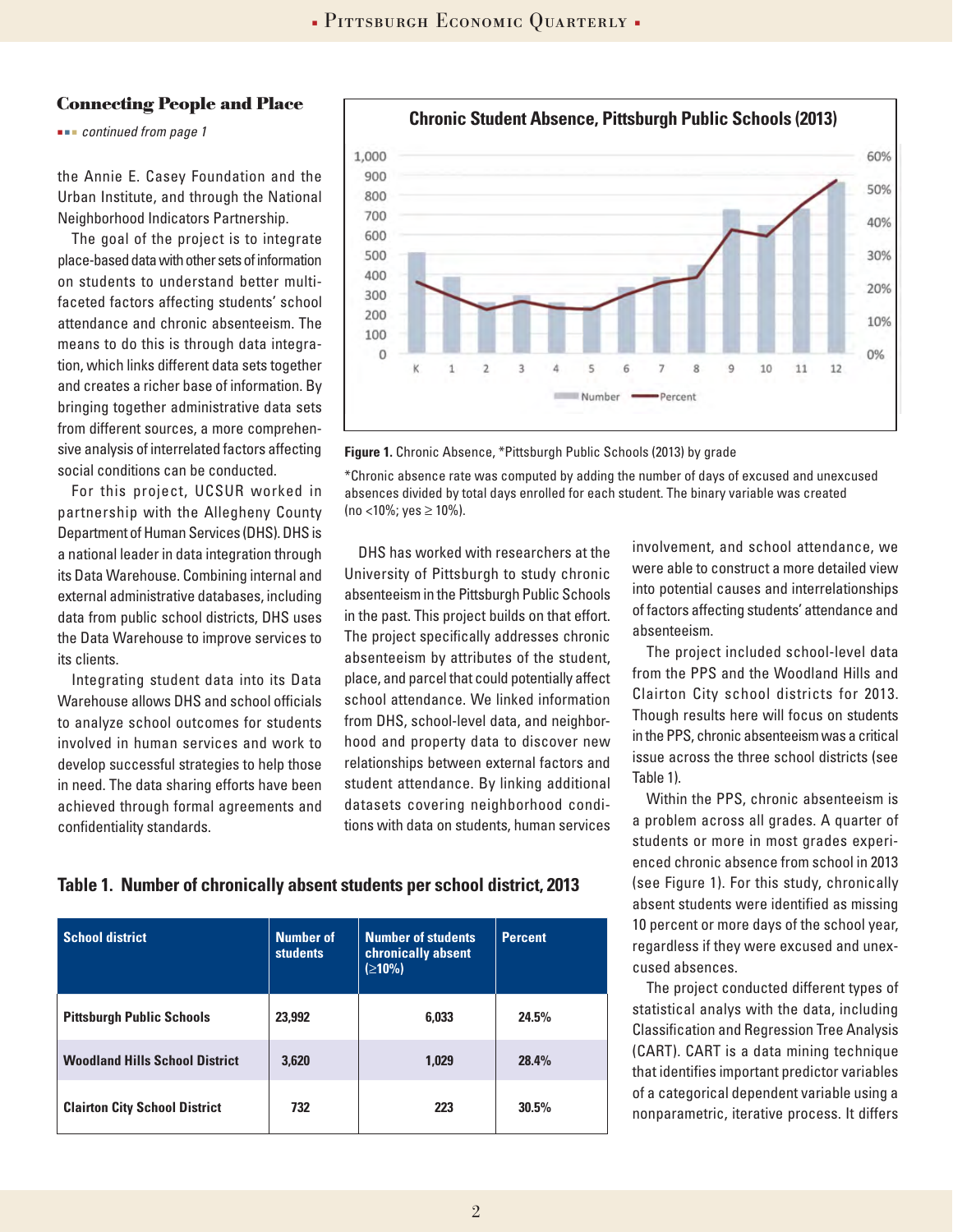## Connecting People and Place

*continued from page 1*

the Annie E. Casey Foundation and the Urban Institute, and through the National Neighborhood Indicators Partnership.

The goal of the project is to integrate place-based data with other sets of information on students to understand better multi-faceted factors affecting students' school attendance and chronic absenteeism. The means to do this is through data integration, which links different data sets together and creates a richer base of information. By bringing together administrative data sets from different sources, a more comprehensive analysis of interrelated factors affecting social conditions can be conducted.

For this project, UCSUR worked in partnership with the Allegheny County Department of Human Services (DHS). DHS is a national leader in data integration through its Data Warehouse. Combining internal and external administrative databases, including data from public school districts, DHS uses the Data Warehouse to improve services to its clients.

Integrating student data into its Data Warehouse allows DHS and school officials to analyze school outcomes for students involved in human services and work to develop successful strategies to help those in need. The data sharing efforts have been achieved through formal agreements and confidentiality standards.

**Chronic Student Absence, Pittsburgh Public Schools (2013)**

**Figure 1.** Chronic Absence, *Pittsburgh Public Schools (2013) by grade

*Chronic absence rate was computed by adding the number of days of excused and unexcused absences divided by total days enrolled for each student. The binary variable was created (no <10%; yes ≥ 10%).

DHS has worked with researchers at the University of Pittsburgh to study chronic absenteeism in the Pittsburgh Public Schools in the past. This project builds on that effort. The project specifically addresses chronic absenteeism by attributes of the student, place, and parcel that could potentially affect school attendance. We linked information from DHS, school-level data, and neighborhood and property data to discover new relationships between external factors and student attendance. By linking additional datasets covering neighborhood conditions with data on students, human services involvement, and school attendance, we were able to construct a more detailed view into potential causes and interrelationships of factors affecting students' attendance and absenteeism.

The project included school-level data from the PPS and the Woodland Hills and Clairton City school districts for 2013. Though results here will focus on students in the PPS, chronic absenteeism was a critical issue across the three school districts (see Table 1).

Within the PPS, chronic absenteeism is a problem across all grades. A quarter of students or more in most grades experienced chronic absence from school in 2013 (see Figure 1). For this study, chronically absent students were identified as missing 10 percent or more days of the school year, regardless if they were excused and unexcused absences.

The project conducted different types of statistical analys with the data, including Classification and Regression Tree Analysis (CART). CART is a data mining technique that identifies important predictor variables of a categorical dependent variable using a nonparametric, iterative process. It differs

**Table 1. Number of chronically absent students per school district, 2013**

| School district | Number of students | Number of students chronically absent (≥10%) | Percent |
|---|---|---|---|
| Pittsburgh Public Schools | 23,992 | 6,033 | 24.5% |
| Woodland Hills School District | 3,620 | 1,029 | 28.4% |
| Clairton City School District | 732 | 223 | 30.5% |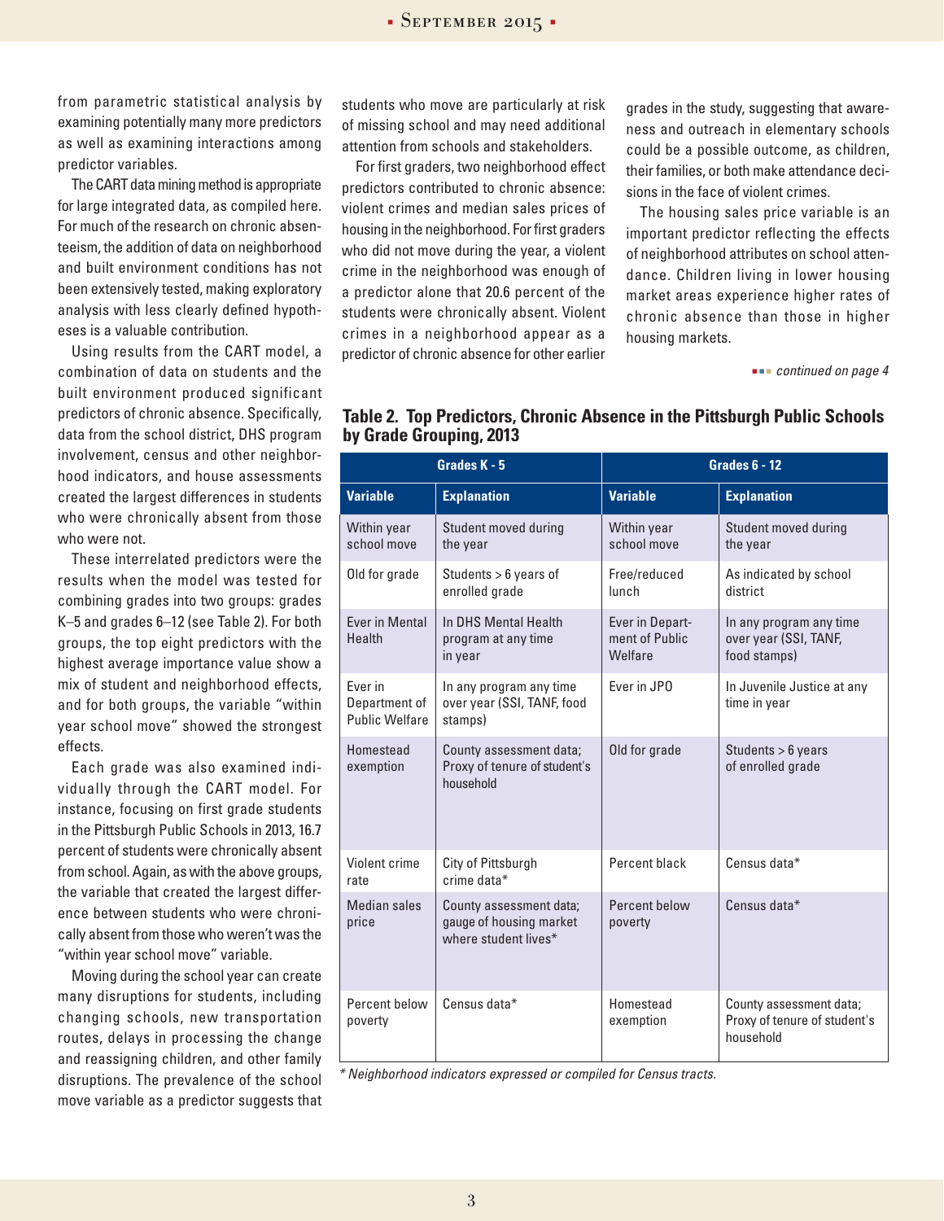from parametric statistical analysis by examining potentially many more predictors as well as examining interactions among predictor variables.

The CART data mining method is appropriate for large integrated data, as compiled here. For much of the research on chronic absenteeism, the addition of data on neighborhood and built environment conditions has not been extensively tested, making exploratory analysis with less clearly defined hypotheses is a valuable contribution.

Using results from the CART model, a combination of data on students and the built environment produced significant predictors of chronic absence. Specifically, data from the school district, DHS program involvement, census and other neighborhood indicators, and house assessments created the largest differences in students who were chronically absent from those who were not.

These interrelated predictors were the results when the model was tested for combining grades into two groups: grades K–5 and grades 6–12 (see Table 2). For both groups, the top eight predictors with the highest average importance value show a mix of student and neighborhood effects, and for both groups, the variable "within year school move" showed the strongest effects.

Each grade was also examined individually through the CART model. For instance, focusing on first grade students in the Pittsburgh Public Schools in 2013, 16.7 percent of students were chronically absent from school. Again, as with the above groups, the variable that created the largest difference between students who were chronically absent from those who weren't was the "within year school move" variable.

Moving during the school year can create many disruptions for students, including changing schools, new transportation routes, delays in processing the change and reassigning children, and other family disruptions. The prevalence of the school move variable as a predictor suggests that students who move are particularly at risk of missing school and may need additional attention from schools and stakeholders.

For first graders, two neighborhood effect predictors contributed to chronic absence: violent crimes and median sales prices of housing in the neighborhood. For first graders who did not move during the year, a violent crime in the neighborhood was enough of a predictor alone that 20.6 percent of the students were chronically absent. Violent crimes in a neighborhood appear as a predictor of chronic absence for other earlier grades in the study, suggesting that awareness and outreach in elementary schools could be a possible outcome, as children, their families, or both make attendance decisions in the face of violent crimes.

The housing sales price variable is an important predictor reflecting the effects of neighborhood attributes on school attendance. Children living in lower housing market areas experience higher rates of chronic absence than those in higher housing markets.

*continued on page 4*

**Table 2. Top Predictors, Chronic Absence in the Pittsburgh Public Schools by Grade Grouping, 2013**

| Grades K - 5 | | Grades 6 - 12 | |
|---|---|---|---|
| **Variable** | **Explanation** | **Variable** | **Explanation** |
| Within year school move | Student moved during the year | Within year school move | Student moved during the year |
| Old for grade | Students > 6 years of enrolled grade | Free/reduced lunch | As indicated by school district |
| Ever in Mental Health | In DHS Mental Health program at any time in year | Ever in Department of Public Welfare | In any program any time over year (SSI, TANF, food stamps) |
| Ever in Department of Public Welfare | In any program any time over year (SSI, TANF, food stamps) | Ever in JPO | In Juvenile Justice at any time in year |
| Homestead exemption | County assessment data; Proxy of tenure of student's household | Old for grade | Students > 6 years of enrolled grade |
| Violent crime rate | City of Pittsburgh crime data* | Percent black | Census data* |
| Median sales price | County assessment data; gauge of housing market where student lives* | Percent below poverty | Census data* |
| Percent below poverty | Census data* | Homestead exemption | County assessment data; Proxy of tenure of student's household |

*\* Neighborhood indicators expressed or compiled for Census tracts.*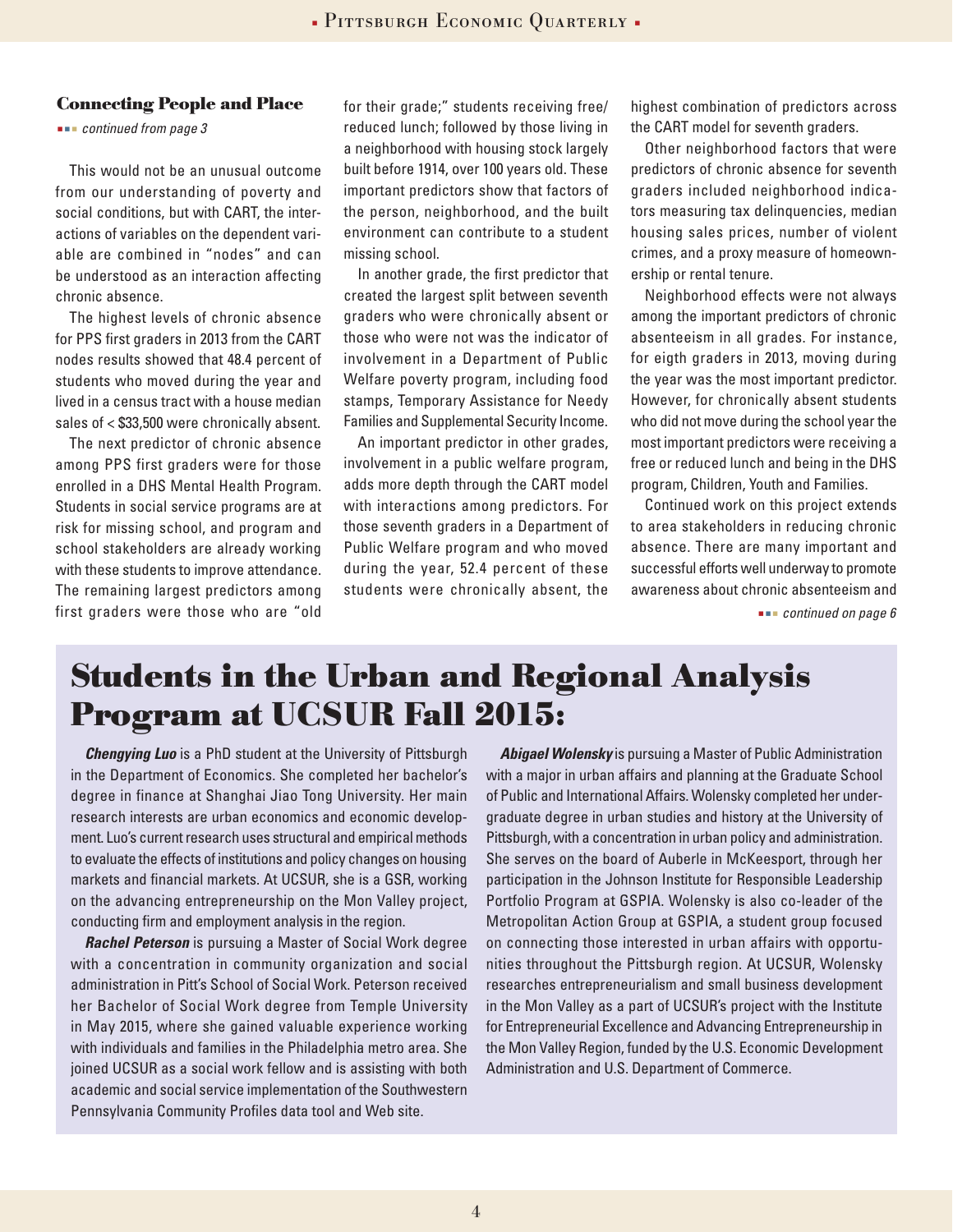### Connecting People and Place

*continued from page 3*

This would not be an unusual outcome from our understanding of poverty and social conditions, but with CART, the interactions of variables on the dependent variable are combined in "nodes" and can be understood as an interaction affecting chronic absence.

The highest levels of chronic absence for PPS first graders in 2013 from the CART nodes results showed that 48.4 percent of students who moved during the year and lived in a census tract with a house median sales of < $33,500 were chronically absent.

The next predictor of chronic absence among PPS first graders were for those enrolled in a DHS Mental Health Program. Students in social service programs are at risk for missing school, and program and school stakeholders are already working with these students to improve attendance. The remaining largest predictors among first graders were those who are "old for their grade;" students receiving free/reduced lunch; followed by those living in a neighborhood with housing stock largely built before 1914, over 100 years old. These important predictors show that factors of the person, neighborhood, and the built environment can contribute to a student missing school.

In another grade, the first predictor that created the largest split between seventh graders who were chronically absent or those who were not was the indicator of involvement in a Department of Public Welfare poverty program, including food stamps, Temporary Assistance for Needy Families and Supplemental Security Income.

An important predictor in other grades, involvement in a public welfare program, adds more depth through the CART model with interactions among predictors. For those seventh graders in a Department of Public Welfare program and who moved during the year, 52.4 percent of these students were chronically absent, the highest combination of predictors across the CART model for seventh graders.

Other neighborhood factors that were predictors of chronic absence for seventh graders included neighborhood indicators measuring tax delinquencies, median housing sales prices, number of violent crimes, and a proxy measure of homeownership or rental tenure.

Neighborhood effects were not always among the important predictors of chronic absenteeism in all grades. For instance, for eigth graders in 2013, moving during the year was the most important predictor. However, for chronically absent students who did not move during the school year the most important predictors were receiving a free or reduced lunch and being in the DHS program, Children, Youth and Families.

Continued work on this project extends to area stakeholders in reducing chronic absence. There are many important and successful efforts well underway to promote awareness about chronic absenteeism and

*continued on page 6*

# Students in the Urban and Regional Analysis Program at UCSUR Fall 2015:

***Chengying Luo*** is a PhD student at the University of Pittsburgh in the Department of Economics. She completed her bachelor's degree in finance at Shanghai Jiao Tong University. Her main research interests are urban economics and economic development. Luo's current research uses structural and empirical methods to evaluate the effects of institutions and policy changes on housing markets and financial markets. At UCSUR, she is a GSR, working on the advancing entrepreneurship on the Mon Valley project, conducting firm and employment analysis in the region.

***Rachel Peterson*** is pursuing a Master of Social Work degree with a concentration in community organization and social administration in Pitt's School of Social Work. Peterson received her Bachelor of Social Work degree from Temple University in May 2015, where she gained valuable experience working with individuals and families in the Philadelphia metro area. She joined UCSUR as a social work fellow and is assisting with both academic and social service implementation of the Southwestern Pennsylvania Community Profiles data tool and Web site.

***Abigael Wolensky*** is pursuing a Master of Public Administration with a major in urban affairs and planning at the Graduate School of Public and International Affairs. Wolensky completed her undergraduate degree in urban studies and history at the University of Pittsburgh, with a concentration in urban policy and administration. She serves on the board of Auberle in McKeesport, through her participation in the Johnson Institute for Responsible Leadership Portfolio Program at GSPIA. Wolensky is also co-leader of the Metropolitan Action Group at GSPIA, a student group focused on connecting those interested in urban affairs with opportunities throughout the Pittsburgh region. At UCSUR, Wolensky researches entrepreneurialism and small business development in the Mon Valley as a part of UCSUR's project with the Institute for Entrepreneurial Excellence and Advancing Entrepreneurship in the Mon Valley Region, funded by the U.S. Economic Development Administration and U.S. Department of Commerce.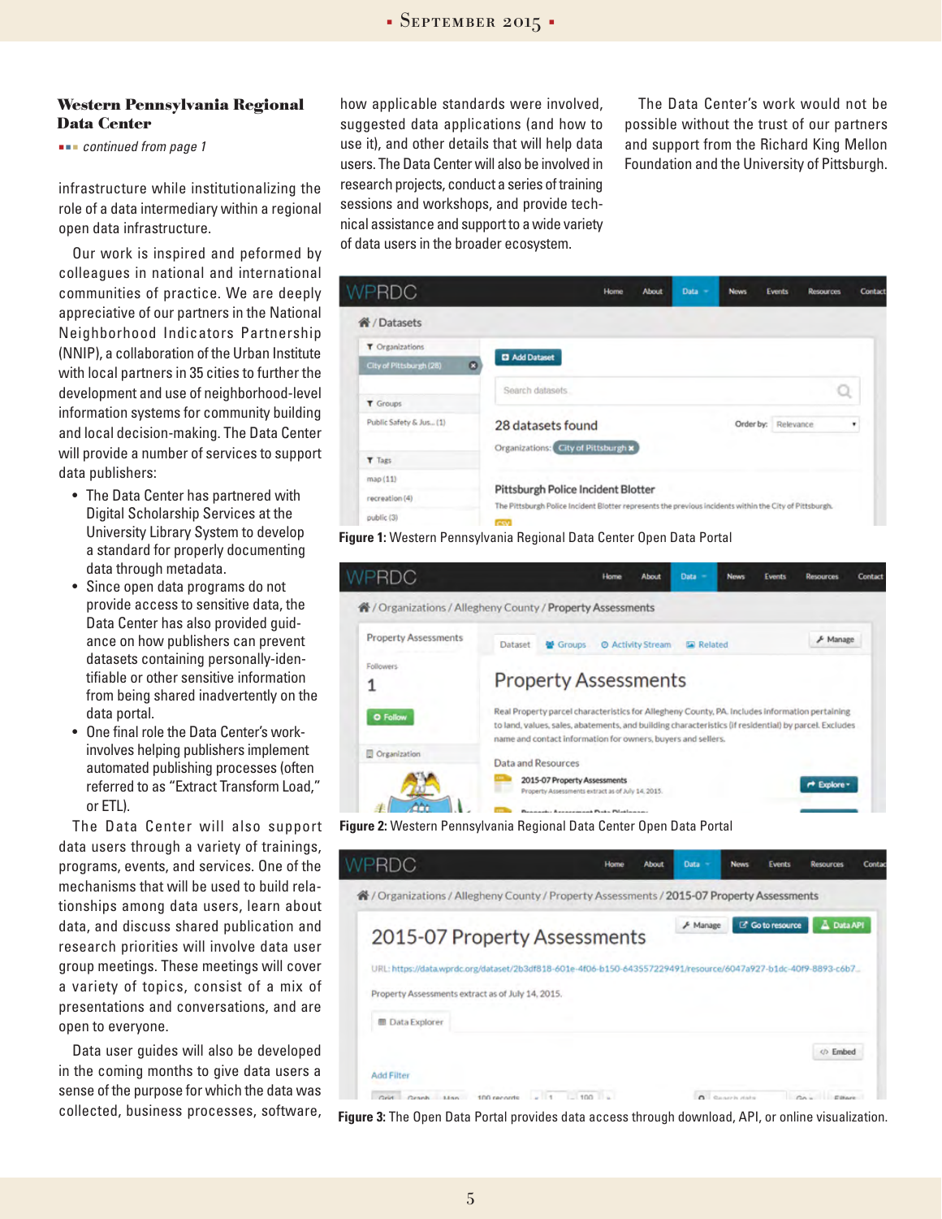### Western Pennsylvania Regional Data Center

*continued from page 1*

infrastructure while institutionalizing the role of a data intermediary within a regional open data infrastructure.

Our work is inspired and peformed by colleagues in national and international communities of practice. We are deeply appreciative of our partners in the National Neighborhood Indicators Partnership (NNIP), a collaboration of the Urban Institute with local partners in 35 cities to further the development and use of neighborhood-level information systems for community building and local decision-making. The Data Center will provide a number of services to support data publishers:

- The Data Center has partnered with Digital Scholarship Services at the University Library System to develop a standard for properly documenting data through metadata.
- Since open data programs do not provide access to sensitive data, the Data Center has also provided guidance on how publishers can prevent datasets containing personally-identifiable or other sensitive information from being shared inadvertently on the data portal.
- One final role the Data Center's work-involves helping publishers implement automated publishing processes (often referred to as "Extract Transform Load," or ETL).

The Data Center will also support data users through a variety of trainings, programs, events, and services. One of the mechanisms that will be used to build relationships among data users, learn about data, and discuss shared publication and research priorities will involve data user group meetings. These meetings will cover a variety of topics, consist of a mix of presentations and conversations, and are open to everyone.

Data user guides will also be developed in the coming months to give data users a sense of the purpose for which the data was collected, business processes, software, how applicable standards were involved, suggested data applications (and how to use it), and other details that will help data users. The Data Center will also be involved in research projects, conduct a series of training sessions and workshops, and provide technical assistance and support to a wide variety of data users in the broader ecosystem.

The Data Center's work would not be possible without the trust of our partners and support from the Richard King Mellon Foundation and the University of Pittsburgh.

**Figure 1:** Western Pennsylvania Regional Data Center Open Data Portal

**Figure 2:** Western Pennsylvania Regional Data Center Open Data Portal

**Figure 3:** The Open Data Portal provides data access through download, API, or online visualization.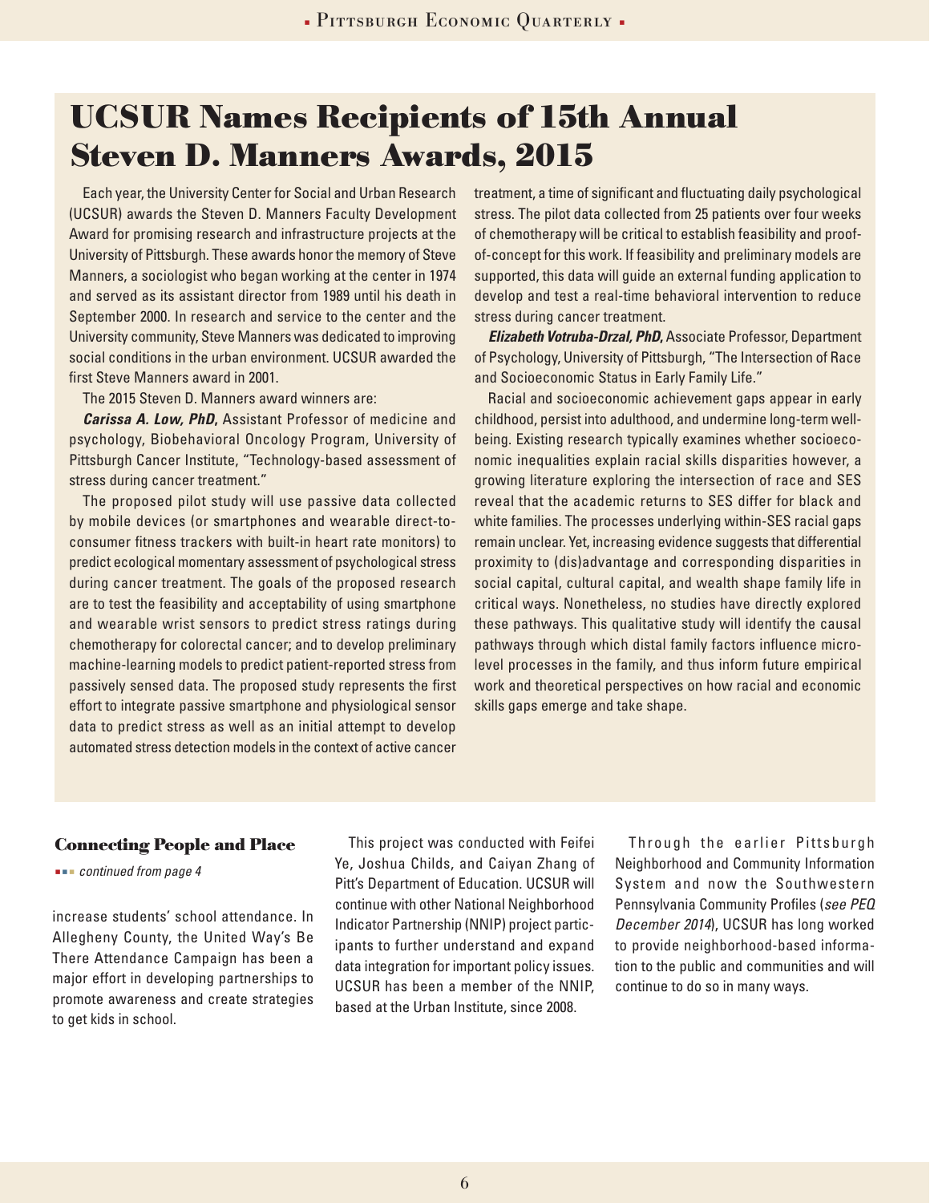# UCSUR Names Recipients of 15th Annual Steven D. Manners Awards, 2015

Each year, the University Center for Social and Urban Research (UCSUR) awards the Steven D. Manners Faculty Development Award for promising research and infrastructure projects at the University of Pittsburgh. These awards honor the memory of Steve Manners, a sociologist who began working at the center in 1974 and served as its assistant director from 1989 until his death in September 2000. In research and service to the center and the University community, Steve Manners was dedicated to improving social conditions in the urban environment. UCSUR awarded the first Steve Manners award in 2001.

The 2015 Steven D. Manners award winners are:

***Carissa A. Low, PhD***, Assistant Professor of medicine and psychology, Biobehavioral Oncology Program, University of Pittsburgh Cancer Institute, "Technology-based assessment of stress during cancer treatment."

The proposed pilot study will use passive data collected by mobile devices (or smartphones and wearable direct-to-consumer fitness trackers with built-in heart rate monitors) to predict ecological momentary assessment of psychological stress during cancer treatment. The goals of the proposed research are to test the feasibility and acceptability of using smartphone and wearable wrist sensors to predict stress ratings during chemotherapy for colorectal cancer; and to develop preliminary machine-learning models to predict patient-reported stress from passively sensed data. The proposed study represents the first effort to integrate passive smartphone and physiological sensor data to predict stress as well as an initial attempt to develop automated stress detection models in the context of active cancer treatment, a time of significant and fluctuating daily psychological stress. The pilot data collected from 25 patients over four weeks of chemotherapy will be critical to establish feasibility and proof-of-concept for this work. If feasibility and preliminary models are supported, this data will guide an external funding application to develop and test a real-time behavioral intervention to reduce stress during cancer treatment.

***Elizabeth Votruba-Drzal, PhD***, Associate Professor, Department of Psychology, University of Pittsburgh, "The Intersection of Race and Socioeconomic Status in Early Family Life."

Racial and socioeconomic achievement gaps appear in early childhood, persist into adulthood, and undermine long-term well-being. Existing research typically examines whether socioeconomic inequalities explain racial skills disparities however, a growing literature exploring the intersection of race and SES reveal that the academic returns to SES differ for black and white families. The processes underlying within-SES racial gaps remain unclear. Yet, increasing evidence suggests that differential proximity to (dis)advantage and corresponding disparities in social capital, cultural capital, and wealth shape family life in critical ways. Nonetheless, no studies have directly explored these pathways. This qualitative study will identify the causal pathways through which distal family factors influence micro-level processes in the family, and thus inform future empirical work and theoretical perspectives on how racial and economic skills gaps emerge and take shape.

## Connecting People and Place

*continued from page 4*

increase students' school attendance. In Allegheny County, the United Way's Be There Attendance Campaign has been a major effort in developing partnerships to promote awareness and create strategies to get kids in school.

This project was conducted with Feifei Ye, Joshua Childs, and Caiyan Zhang of Pitt's Department of Education. UCSUR will continue with other National Neighborhood Indicator Partnership (NNIP) project participants to further understand and expand data integration for important policy issues. UCSUR has been a member of the NNIP, based at the Urban Institute, since 2008.

Through the earlier Pittsburgh Neighborhood and Community Information System and now the Southwestern Pennsylvania Community Profiles (*see PEQ December 2014*), UCSUR has long worked to provide neighborhood-based information to the public and communities and will continue to do so in many ways.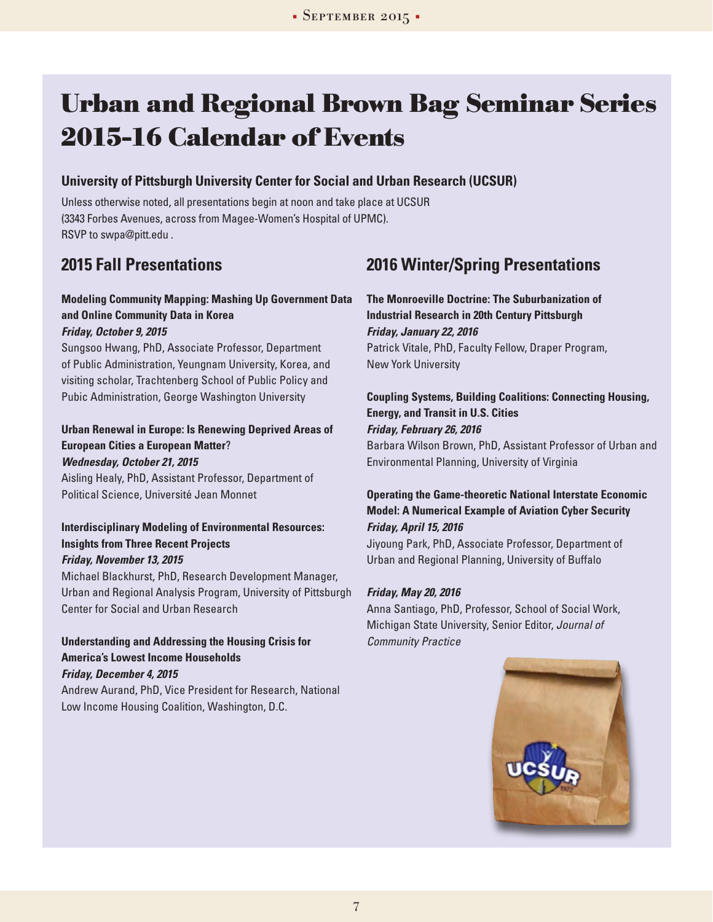# Urban and Regional Brown Bag Seminar Series 2015-16 Calendar of Events

### University of Pittsburgh University Center for Social and Urban Research (UCSUR)

Unless otherwise noted, all presentations begin at noon and take place at UCSUR (3343 Forbes Avenues, across from Magee-Women's Hospital of UPMC). RSVP to swpa@pitt.edu .

## 2015 Fall Presentations

**Modeling Community Mapping: Mashing Up Government Data and Online Community Data in Korea**
***Friday, October 9, 2015***
Sungsoo Hwang, PhD, Associate Professor, Department of Public Administration, Yeungnam University, Korea, and visiting scholar, Trachtenberg School of Public Policy and Pubic Administration, George Washington University

**Urban Renewal in Europe: Is Renewing Deprived Areas of European Cities a European Matter?**
***Wednesday, October 21, 2015***
Aisling Healy, PhD, Assistant Professor, Department of Political Science, Université Jean Monnet

**Interdisciplinary Modeling of Environmental Resources: Insights from Three Recent Projects**
***Friday, November 13, 2015***
Michael Blackhurst, PhD, Research Development Manager, Urban and Regional Analysis Program, University of Pittsburgh Center for Social and Urban Research

**Understanding and Addressing the Housing Crisis for America's Lowest Income Households**
***Friday, December 4, 2015***
Andrew Aurand, PhD, Vice President for Research, National Low Income Housing Coalition, Washington, D.C.

## 2016 Winter/Spring Presentations

**The Monroeville Doctrine: The Suburbanization of Industrial Research in 20th Century Pittsburgh**
***Friday, January 22, 2016***
Patrick Vitale, PhD, Faculty Fellow, Draper Program, New York University

**Coupling Systems, Building Coalitions: Connecting Housing, Energy, and Transit in U.S. Cities**
***Friday, February 26, 2016***
Barbara Wilson Brown, PhD, Assistant Professor of Urban and Environmental Planning, University of Virginia

**Operating the Game-theoretic National Interstate Economic Model: A Numerical Example of Aviation Cyber Security**
***Friday, April 15, 2016***
Jiyoung Park, PhD, Associate Professor, Department of Urban and Regional Planning, University of Buffalo

***Friday, May 20, 2016***
Anna Santiago, PhD, Professor, School of Social Work, Michigan State University, Senior Editor, *Journal of Community Practice*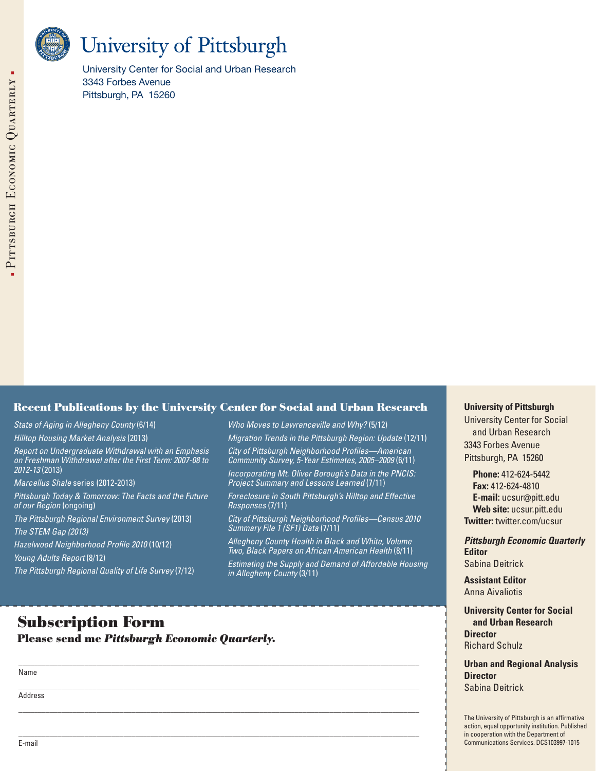# University of Pittsburgh

University Center for Social and Urban Research
3343 Forbes Avenue
Pittsburgh, PA 15260

## Recent Publications by the University Center for Social and Urban Research

*State of Aging in Allegheny County* (6/14)

*Hilltop Housing Market Analysis* (2013)

*Report on Undergraduate Withdrawal with an Emphasis on Freshman Withdrawal after the First Term: 2007-08 to 2012-13* (2013)

*Marcellus Shale* series (2012-2013)

*Pittsburgh Today & Tomorrow: The Facts and the Future of our Region* (ongoing)

*The Pittsburgh Regional Environment Survey* (2013)

*The STEM Gap (2013)*

*Hazelwood Neighborhood Profile 2010* (10/12)

*Young Adults Report* (8/12)

*The Pittsburgh Regional Quality of Life Survey* (7/12)

*Who Moves to Lawrenceville and Why?* (5/12)

*Migration Trends in the Pittsburgh Region: Update* (12/11)

*City of Pittsburgh Neighborhood Profiles—American Community Survey, 5-Year Estimates, 2005–2009* (6/11)

*Incorporating Mt. Oliver Borough's Data in the PNCIS: Project Summary and Lessons Learned* (7/11)

*Foreclosure in South Pittsburgh's Hilltop and Effective Responses* (7/11)

*City of Pittsburgh Neighborhood Profiles—Census 2010 Summary File 1 (SF1) Data* (7/11)

*Allegheny County Health in Black and White, Volume Two, Black Papers on African American Health* (8/11)

*Estimating the Supply and Demand of Affordable Housing in Allegheny County* (3/11)

## Subscription Form

**Please send me *Pittsburgh Economic Quarterly*.**

Name ______________________________

Address ______________________________

______________________________

E-mail ______________________________

**University of Pittsburgh**
University Center for Social and Urban Research
3343 Forbes Avenue
Pittsburgh, PA 15260

**Phone:** 412-624-5442
**Fax:** 412-624-4810
**E-mail:** ucsur@pitt.edu
**Web site:** ucsur.pitt.edu
**Twitter:** twitter.com/ucsur

***Pittsburgh Economic Quarterly* Editor**
Sabina Deitrick

**Assistant Editor**
Anna Aivaliotis

**University Center for Social and Urban Research Director**
Richard Schulz

**Urban and Regional Analysis Director**
Sabina Deitrick

The University of Pittsburgh is an affirmative action, equal opportunity institution. Published in cooperation with the Department of Communications Services. DCS103997-1015